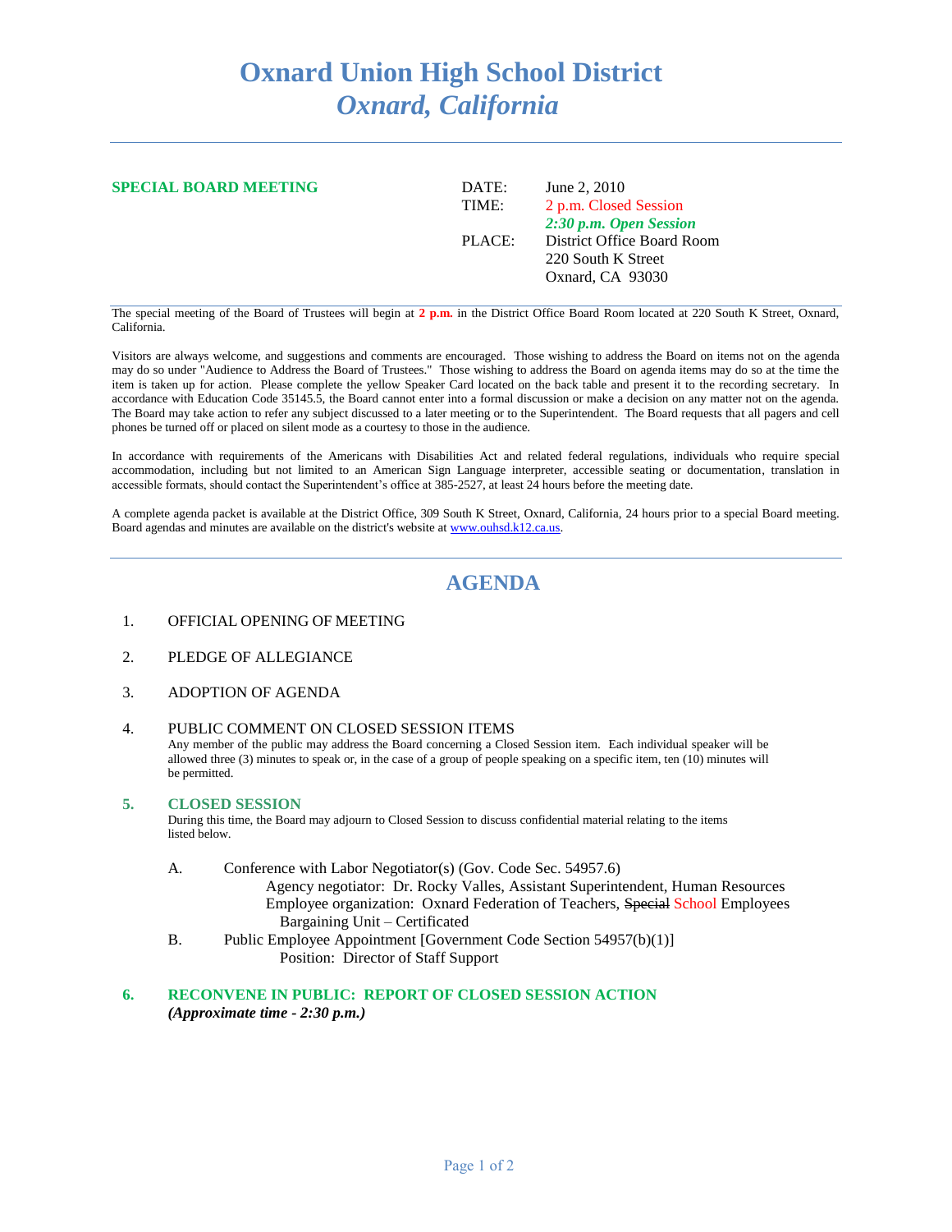# Oxnard Union High School District
## *Oxnard, California*

**SPECIAL BOARD MEETING**

| | |
|---|---|
| DATE: | June 2, 2010 |
| TIME: | 2 p.m. Closed Session |
| | ***2:30 p.m. Open Session*** |
| PLACE: | District Office Board Room |
| | 220 South K Street |
| | Oxnard, CA 93030 |

The special meeting of the Board of Trustees will begin at **2 p.m.** in the District Office Board Room located at 220 South K Street, Oxnard, California.

Visitors are always welcome, and suggestions and comments are encouraged. Those wishing to address the Board on items not on the agenda may do so under "Audience to Address the Board of Trustees." Those wishing to address the Board on agenda items may do so at the time the item is taken up for action. Please complete the yellow Speaker Card located on the back table and present it to the recording secretary. In accordance with Education Code 35145.5, the Board cannot enter into a formal discussion or make a decision on any matter not on the agenda. The Board may take action to refer any subject discussed to a later meeting or to the Superintendent. The Board requests that all pagers and cell phones be turned off or placed on silent mode as a courtesy to those in the audience.

In accordance with requirements of the Americans with Disabilities Act and related federal regulations, individuals who require special accommodation, including but not limited to an American Sign Language interpreter, accessible seating or documentation, translation in accessible formats, should contact the Superintendent's office at 385-2527, at least 24 hours before the meeting date.

A complete agenda packet is available at the District Office, 309 South K Street, Oxnard, California, 24 hours prior to a special Board meeting. Board agendas and minutes are available on the district's website at www.ouhsd.k12.ca.us.

## AGENDA

1. OFFICIAL OPENING OF MEETING

2. PLEDGE OF ALLEGIANCE

3. ADOPTION OF AGENDA

4. PUBLIC COMMENT ON CLOSED SESSION ITEMS
   Any member of the public may address the Board concerning a Closed Session item. Each individual speaker will be allowed three (3) minutes to speak or, in the case of a group of people speaking on a specific item, ten (10) minutes will be permitted.

5. **CLOSED SESSION**
   During this time, the Board may adjourn to Closed Session to discuss confidential material relating to the items listed below.

   A. Conference with Labor Negotiator(s) (Gov. Code Sec. 54957.6)
      Agency negotiator: Dr. Rocky Valles, Assistant Superintendent, Human Resources
      Employee organization: Oxnard Federation of Teachers, ~~Special~~ School Employees Bargaining Unit – Certificated

   B. Public Employee Appointment [Government Code Section 54957(b)(1)]
      Position: Director of Staff Support

6. **RECONVENE IN PUBLIC: REPORT OF CLOSED SESSION ACTION**
   ***(Approximate time - 2:30 p.m.)***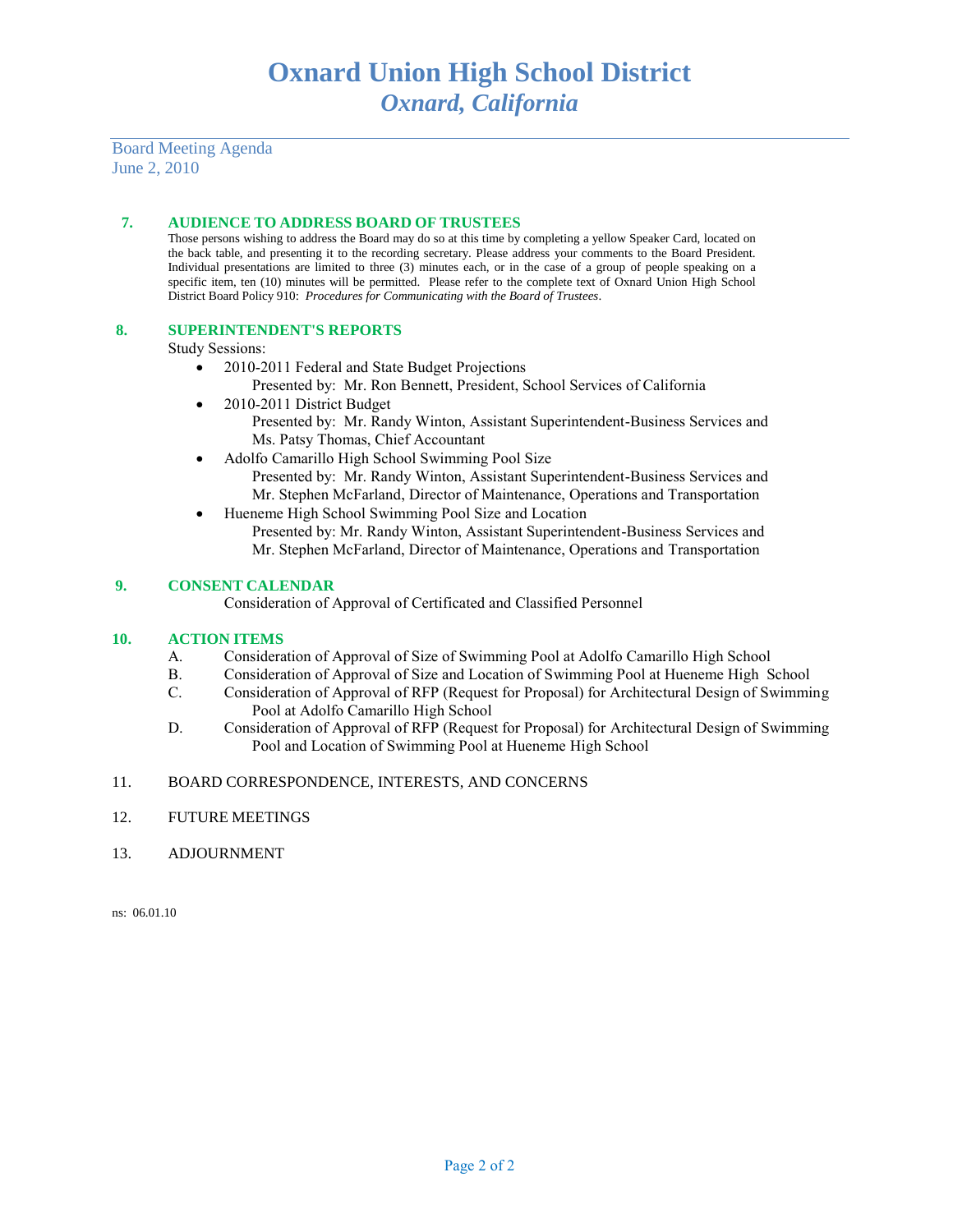# Oxnard Union High School District
## *Oxnard, California*

Board Meeting Agenda
June 2, 2010

### 7. AUDIENCE TO ADDRESS BOARD OF TRUSTEES

Those persons wishing to address the Board may do so at this time by completing a yellow Speaker Card, located on the back table, and presenting it to the recording secretary. Please address your comments to the Board President. Individual presentations are limited to three (3) minutes each, or in the case of a group of people speaking on a specific item, ten (10) minutes will be permitted. Please refer to the complete text of Oxnard Union High School District Board Policy 910: *Procedures for Communicating with the Board of Trustees*.

### 8. SUPERINTENDENT'S REPORTS

Study Sessions:

- 2010-2011 Federal and State Budget Projections
  Presented by: Mr. Ron Bennett, President, School Services of California
- 2010-2011 District Budget
  Presented by: Mr. Randy Winton, Assistant Superintendent-Business Services and Ms. Patsy Thomas, Chief Accountant
- Adolfo Camarillo High School Swimming Pool Size
  Presented by: Mr. Randy Winton, Assistant Superintendent-Business Services and Mr. Stephen McFarland, Director of Maintenance, Operations and Transportation
- Hueneme High School Swimming Pool Size and Location
  Presented by: Mr. Randy Winton, Assistant Superintendent-Business Services and Mr. Stephen McFarland, Director of Maintenance, Operations and Transportation

### 9. CONSENT CALENDAR

Consideration of Approval of Certificated and Classified Personnel

### 10. ACTION ITEMS

A. Consideration of Approval of Size of Swimming Pool at Adolfo Camarillo High School
B. Consideration of Approval of Size and Location of Swimming Pool at Hueneme High School
C. Consideration of Approval of RFP (Request for Proposal) for Architectural Design of Swimming Pool at Adolfo Camarillo High School
D. Consideration of Approval of RFP (Request for Proposal) for Architectural Design of Swimming Pool and Location of Swimming Pool at Hueneme High School

11. BOARD CORRESPONDENCE, INTERESTS, AND CONCERNS

12. FUTURE MEETINGS

13. ADJOURNMENT

ns: 06.01.10